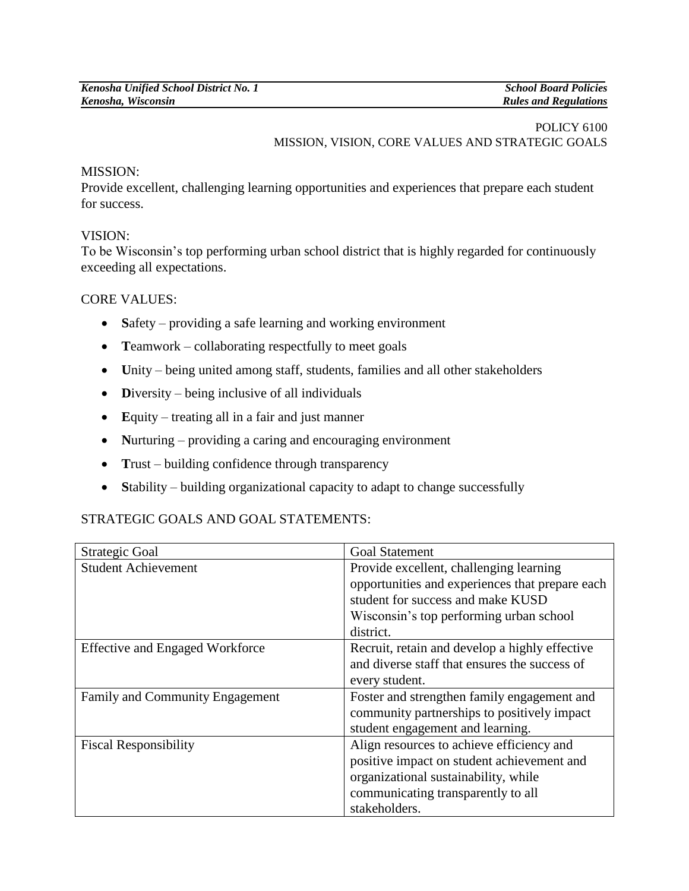POLICY 6100
MISSION, VISION, CORE VALUES AND STRATEGIC GOALS

MISSION:
Provide excellent, challenging learning opportunities and experiences that prepare each student for success.

VISION:
To be Wisconsin's top performing urban school district that is highly regarded for continuously exceeding all expectations.

CORE VALUES:

- **S**afety – providing a safe learning and working environment
- **T**eamwork – collaborating respectfully to meet goals
- **U**nity – being united among staff, students, families and all other stakeholders
- **D**iversity – being inclusive of all individuals
- **E**quity – treating all in a fair and just manner
- **N**urturing – providing a caring and encouraging environment
- **T**rust – building confidence through transparency
- **S**tability – building organizational capacity to adapt to change successfully

STRATEGIC GOALS AND GOAL STATEMENTS:

| Strategic Goal | Goal Statement |
| --- | --- |
| Student Achievement | Provide excellent, challenging learning opportunities and experiences that prepare each student for success and make KUSD Wisconsin's top performing urban school district. |
| Effective and Engaged Workforce | Recruit, retain and develop a highly effective and diverse staff that ensures the success of every student. |
| Family and Community Engagement | Foster and strengthen family engagement and community partnerships to positively impact student engagement and learning. |
| Fiscal Responsibility | Align resources to achieve efficiency and positive impact on student achievement and organizational sustainability, while communicating transparently to all stakeholders. |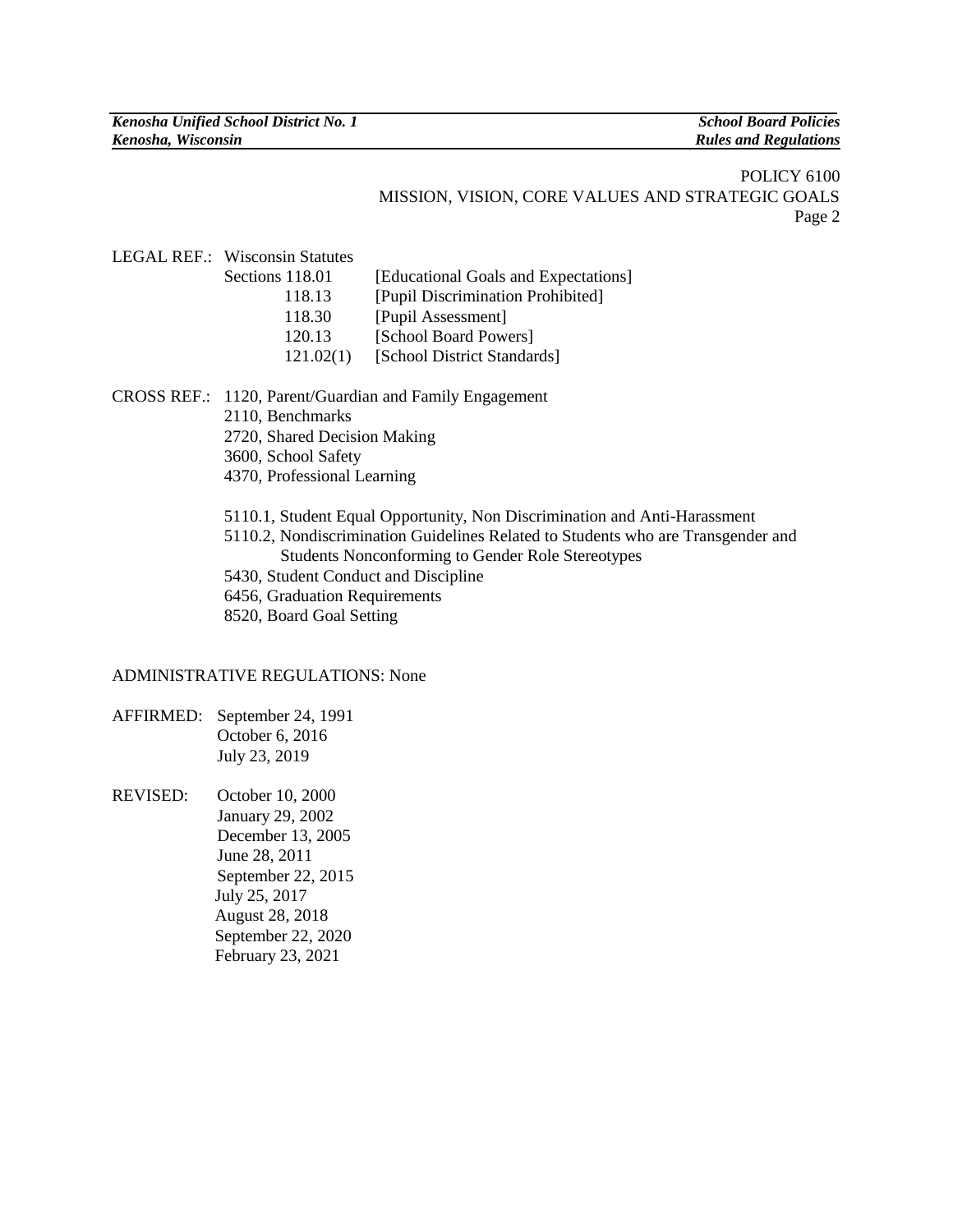POLICY 6100
MISSION, VISION, CORE VALUES AND STRATEGIC GOALS

LEGAL REF.: Wisconsin Statutes

| | |
|---|---|
| Sections 118.01 | [Educational Goals and Expectations] |
| 118.13 | [Pupil Discrimination Prohibited] |
| 118.30 | [Pupil Assessment] |
| 120.13 | [School Board Powers] |
| 121.02(1) | [School District Standards] |

CROSS REF.: 1120, Parent/Guardian and Family Engagement
2110, Benchmarks
2720, Shared Decision Making
3600, School Safety
4370, Professional Learning

5110.1, Student Equal Opportunity, Non Discrimination and Anti-Harassment
5110.2, Nondiscrimination Guidelines Related to Students who are Transgender and Students Nonconforming to Gender Role Stereotypes
5430, Student Conduct and Discipline
6456, Graduation Requirements
8520, Board Goal Setting

ADMINISTRATIVE REGULATIONS: None

AFFIRMED: September 24, 1991
October 6, 2016
July 23, 2019

REVISED: October 10, 2000
January 29, 2002
December 13, 2005
June 28, 2011
September 22, 2015
July 25, 2017
August 28, 2018
September 22, 2020
February 23, 2021